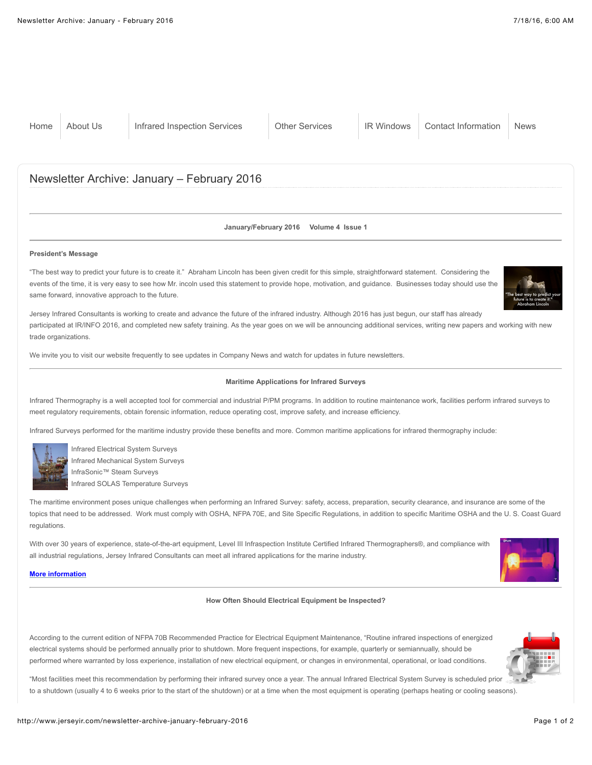Home | About Us | Infrared Inspection Services | Other Services | IR Windows | Contact Information | News

# Newsletter Archive: January – February 2016

**January/February 2016 Volume 4 Issue 1**

**President's Message**

"The best way to predict your future is to create it." Abraham Lincoln has been given credit for this simple, straightforward statement. Considering the events of the time, it is very easy to see how Mr. incoln used this statement to provide hope, motivation, and guidance. Businesses today should use the same forward, innovative approach to the future.

Jersey Infrared Consultants is working to create and advance the future of the infrared industry. Although 2016 has just begun, our staff has already participated at IR/INFO 2016, and completed new safety training. As the year goes on we will be announcing additional services, writing new papers and working with new trade organizations.

We invite you to visit our website frequently to see updates in Company News and watch for updates in future newsletters.

**Maritime Applications for Infrared Surveys**

Infrared Thermography is a well accepted tool for commercial and industrial P/PM programs. In addition to routine maintenance work, facilities perform infrared surveys to meet regulatory requirements, obtain forensic information, reduce operating cost, improve safety, and increase efficiency.

Infrared Surveys performed for the maritime industry provide these benefits and more. Common maritime applications for infrared thermography include:

Infrared Electrical System Surveys
Infrared Mechanical System Surveys
InfraSonic™ Steam Surveys
Infrared SOLAS Temperature Surveys

The maritime environment poses unique challenges when performing an Infrared Survey: safety, access, preparation, security clearance, and insurance are some of the topics that need to be addressed. Work must comply with OSHA, NFPA 70E, and Site Specific Regulations, in addition to specific Maritime OSHA and the U. S. Coast Guard regulations.

With over 30 years of experience, state-of-the-art equipment, Level III Infraspection Institute Certified Infrared Thermographers®, and compliance with all industrial regulations, Jersey Infrared Consultants can meet all infrared applications for the marine industry.

**More information**

**How Often Should Electrical Equipment be Inspected?**

According to the current edition of NFPA 70B Recommended Practice for Electrical Equipment Maintenance, "Routine infrared inspections of energized electrical systems should be performed annually prior to shutdown. More frequent inspections, for example, quarterly or semiannually, should be performed where warranted by loss experience, installation of new electrical equipment, or changes in environmental, operational, or load conditions.

"Most facilities meet this recommendation by performing their infrared survey once a year. The annual Infrared Electrical System Survey is scheduled prior to a shutdown (usually 4 to 6 weeks prior to the start of the shutdown) or at a time when the most equipment is operating (perhaps heating or cooling seasons).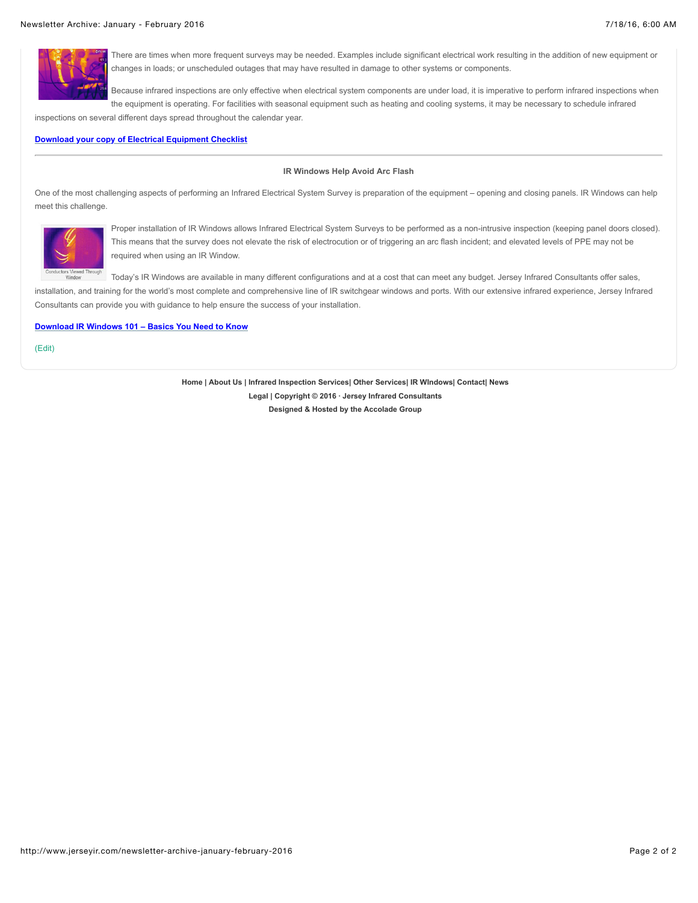There are times when more frequent surveys may be needed. Examples include significant electrical work resulting in the addition of new equipment or changes in loads; or unscheduled outages that may have resulted in damage to other systems or components.

Because infrared inspections are only effective when electrical system components are under load, it is imperative to perform infrared inspections when the equipment is operating. For facilities with seasonal equipment such as heating and cooling systems, it may be necessary to schedule infrared inspections on several different days spread throughout the calendar year.

**Download your copy of Electrical Equipment Checklist**

---

### IR Windows Help Avoid Arc Flash

One of the most challenging aspects of performing an Infrared Electrical System Survey is preparation of the equipment – opening and closing panels. IR Windows can help meet this challenge.

Conductors Viewed Through Window

Proper installation of IR Windows allows Infrared Electrical System Surveys to be performed as a non-intrusive inspection (keeping panel doors closed). This means that the survey does not elevate the risk of electrocution or of triggering an arc flash incident; and elevated levels of PPE may not be required when using an IR Window.

Today's IR Windows are available in many different configurations and at a cost that can meet any budget. Jersey Infrared Consultants offer sales, installation, and training for the world's most complete and comprehensive line of IR switchgear windows and ports. With our extensive infrared experience, Jersey Infrared Consultants can provide you with guidance to help ensure the success of your installation.

**Download IR Windows 101 – Basics You Need to Know**

(Edit)

**Home | About Us | Infrared Inspection Services| Other Services| IR WIndows| Contact| News**

**Legal | Copyright © 2016 · Jersey Infrared Consultants**

**Designed & Hosted by the Accolade Group**